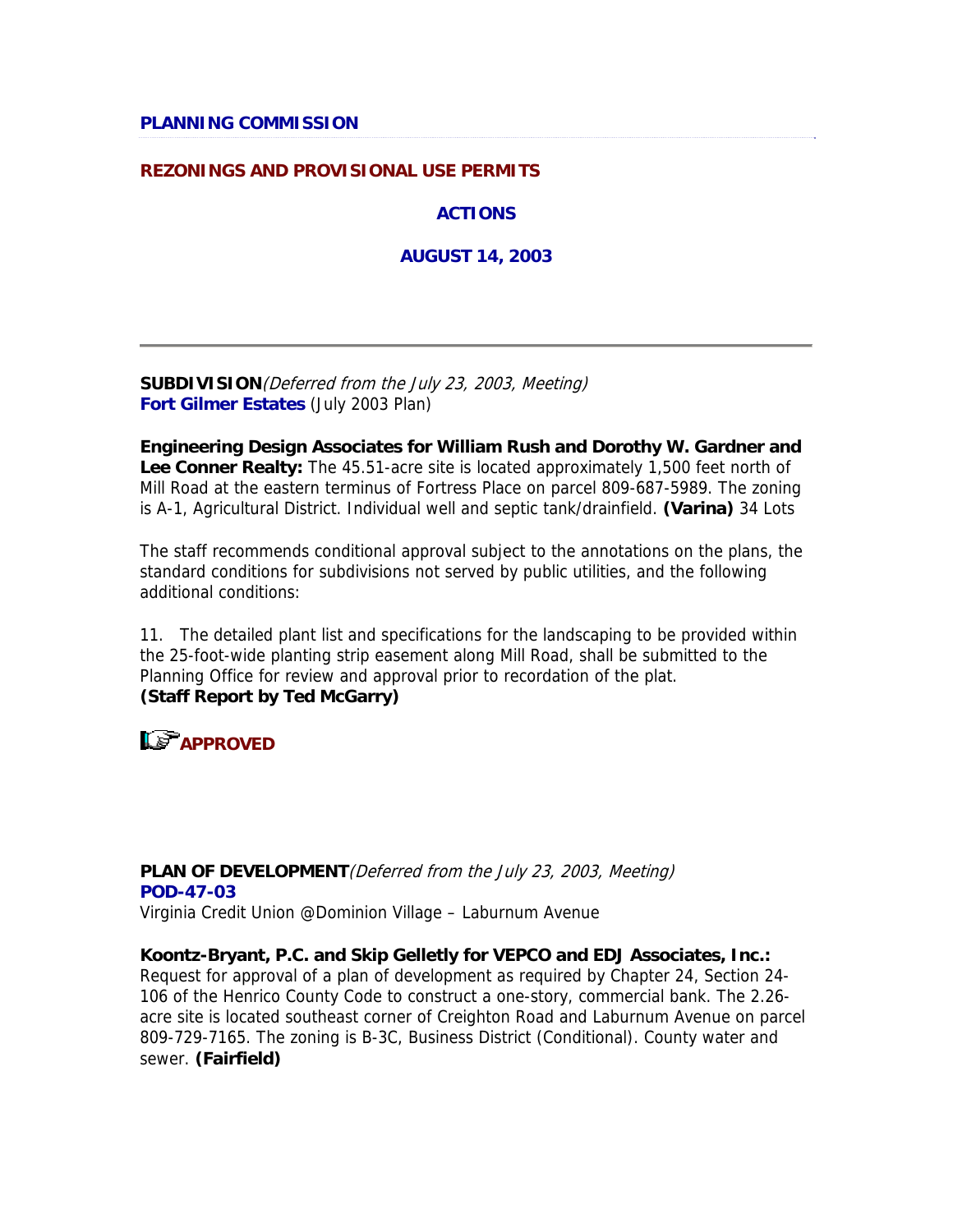# PLANNING COMMISSION

## REZONINGS AND PROVISIONAL USE PERMITS

## ACTIONS

## AUGUST 14, 2003

---

**SUBDIVISION** *(Deferred from the July 23, 2003, Meeting)*
**Fort Gilmer Estates** (July 2003 Plan)

**Engineering Design Associates for William Rush and Dorothy W. Gardner and Lee Conner Realty:** The 45.51-acre site is located approximately 1,500 feet north of Mill Road at the eastern terminus of Fortress Place on parcel 809-687-5989. The zoning is A-1, Agricultural District. Individual well and septic tank/drainfield. **(Varina)** 34 Lots

The staff recommends conditional approval subject to the annotations on the plans, the standard conditions for subdivisions not served by public utilities, and the following additional conditions:

11. The detailed plant list and specifications for the landscaping to be provided within the 25-foot-wide planting strip easement along Mill Road, shall be submitted to the Planning Office for review and approval prior to recordation of the plat.
**(Staff Report by Ted McGarry)**

**APPROVED**

**PLAN OF DEVELOPMENT** *(Deferred from the July 23, 2003, Meeting)*
**POD-47-03**
Virginia Credit Union @Dominion Village – Laburnum Avenue

**Koontz-Bryant, P.C. and Skip Gelletly for VEPCO and EDJ Associates, Inc.:** Request for approval of a plan of development as required by Chapter 24, Section 24-106 of the Henrico County Code to construct a one-story, commercial bank. The 2.26-acre site is located southeast corner of Creighton Road and Laburnum Avenue on parcel 809-729-7165. The zoning is B-3C, Business District (Conditional). County water and sewer. **(Fairfield)**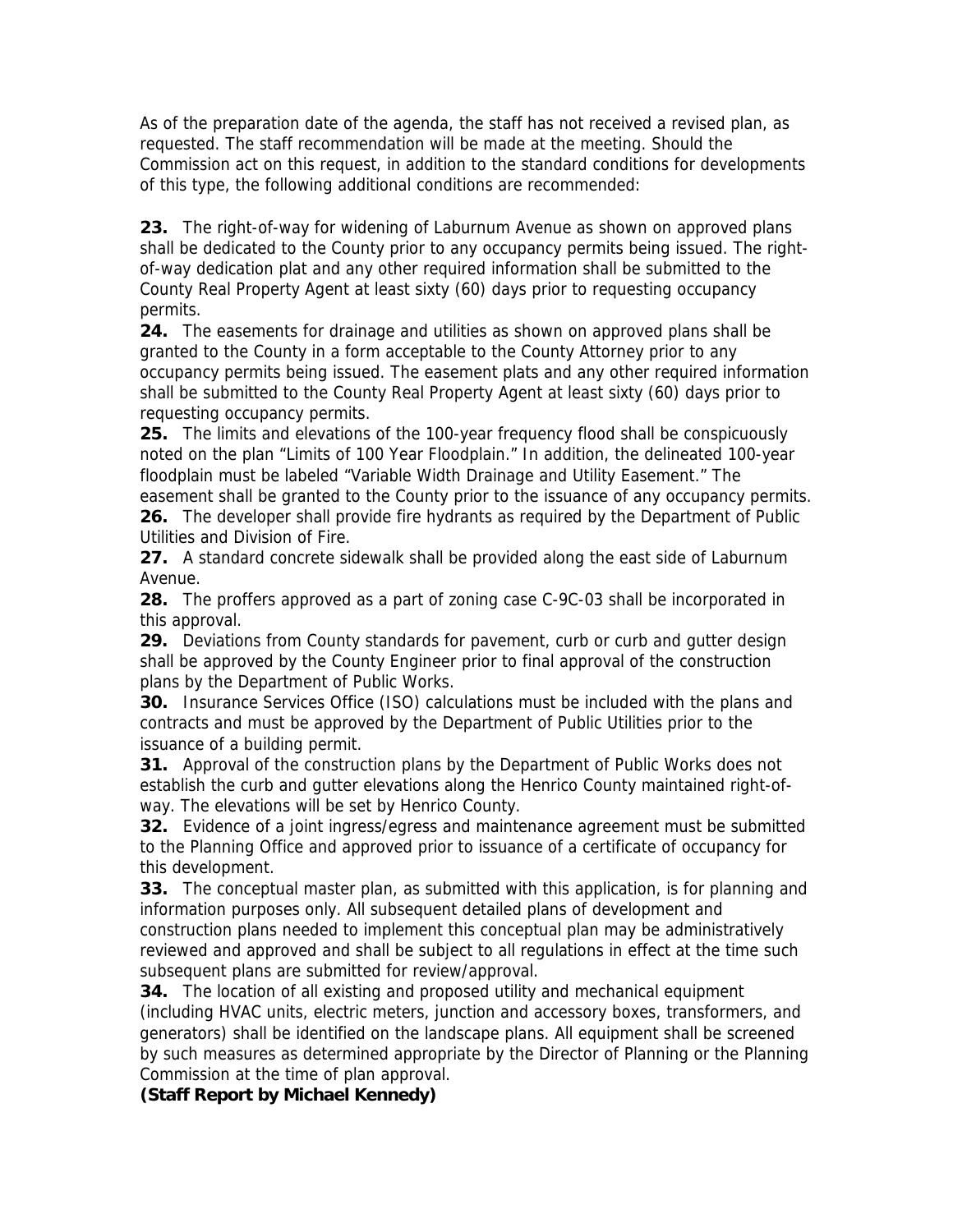As of the preparation date of the agenda, the staff has not received a revised plan, as requested. The staff recommendation will be made at the meeting. Should the Commission act on this request, in addition to the standard conditions for developments of this type, the following additional conditions are recommended:

**23.** The right-of-way for widening of Laburnum Avenue as shown on approved plans shall be dedicated to the County prior to any occupancy permits being issued. The right-of-way dedication plat and any other required information shall be submitted to the County Real Property Agent at least sixty (60) days prior to requesting occupancy permits.

**24.** The easements for drainage and utilities as shown on approved plans shall be granted to the County in a form acceptable to the County Attorney prior to any occupancy permits being issued. The easement plats and any other required information shall be submitted to the County Real Property Agent at least sixty (60) days prior to requesting occupancy permits.

**25.** The limits and elevations of the 100-year frequency flood shall be conspicuously noted on the plan "Limits of 100 Year Floodplain." In addition, the delineated 100-year floodplain must be labeled "Variable Width Drainage and Utility Easement." The easement shall be granted to the County prior to the issuance of any occupancy permits.

**26.** The developer shall provide fire hydrants as required by the Department of Public Utilities and Division of Fire.

**27.** A standard concrete sidewalk shall be provided along the east side of Laburnum Avenue.

**28.** The proffers approved as a part of zoning case C-9C-03 shall be incorporated in this approval.

**29.** Deviations from County standards for pavement, curb or curb and gutter design shall be approved by the County Engineer prior to final approval of the construction plans by the Department of Public Works.

**30.** Insurance Services Office (ISO) calculations must be included with the plans and contracts and must be approved by the Department of Public Utilities prior to the issuance of a building permit.

**31.** Approval of the construction plans by the Department of Public Works does not establish the curb and gutter elevations along the Henrico County maintained right-of-way. The elevations will be set by Henrico County.

**32.** Evidence of a joint ingress/egress and maintenance agreement must be submitted to the Planning Office and approved prior to issuance of a certificate of occupancy for this development.

**33.** The conceptual master plan, as submitted with this application, is for planning and information purposes only. All subsequent detailed plans of development and construction plans needed to implement this conceptual plan may be administratively reviewed and approved and shall be subject to all regulations in effect at the time such subsequent plans are submitted for review/approval.

**34.** The location of all existing and proposed utility and mechanical equipment (including HVAC units, electric meters, junction and accessory boxes, transformers, and generators) shall be identified on the landscape plans. All equipment shall be screened by such measures as determined appropriate by the Director of Planning or the Planning Commission at the time of plan approval.

**(Staff Report by Michael Kennedy)**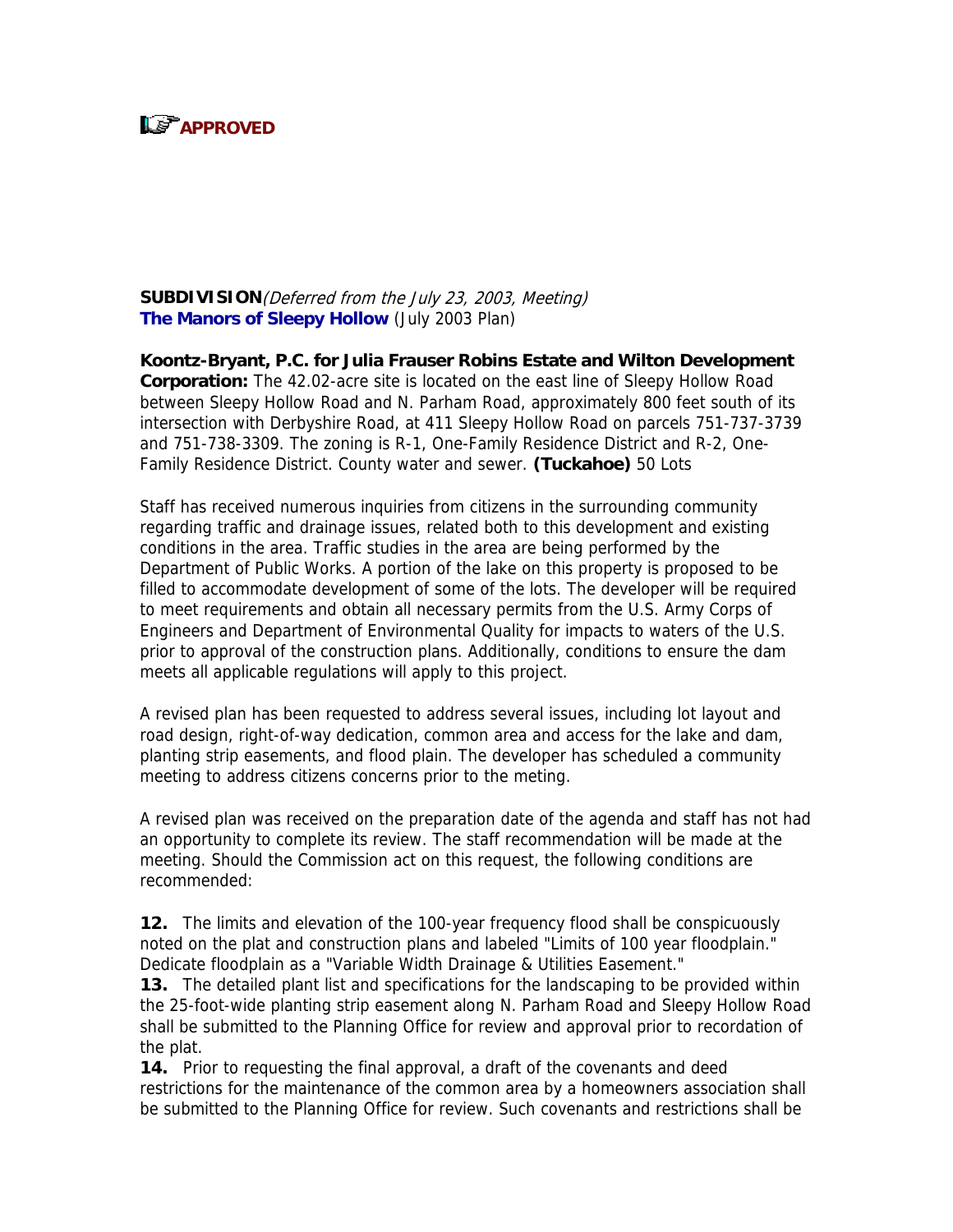☞ **APPROVED**

**SUBDIVISION** *(Deferred from the July 23, 2003, Meeting)*
**The Manors of Sleepy Hollow** (July 2003 Plan)

**Koontz-Bryant, P.C. for Julia Frauser Robins Estate and Wilton Development Corporation:** The 42.02-acre site is located on the east line of Sleepy Hollow Road between Sleepy Hollow Road and N. Parham Road, approximately 800 feet south of its intersection with Derbyshire Road, at 411 Sleepy Hollow Road on parcels 751-737-3739 and 751-738-3309. The zoning is R-1, One-Family Residence District and R-2, One-Family Residence District. County water and sewer. **(Tuckahoe)** 50 Lots

Staff has received numerous inquiries from citizens in the surrounding community regarding traffic and drainage issues, related both to this development and existing conditions in the area. Traffic studies in the area are being performed by the Department of Public Works. A portion of the lake on this property is proposed to be filled to accommodate development of some of the lots. The developer will be required to meet requirements and obtain all necessary permits from the U.S. Army Corps of Engineers and Department of Environmental Quality for impacts to waters of the U.S. prior to approval of the construction plans. Additionally, conditions to ensure the dam meets all applicable regulations will apply to this project.

A revised plan has been requested to address several issues, including lot layout and road design, right-of-way dedication, common area and access for the lake and dam, planting strip easements, and flood plain. The developer has scheduled a community meeting to address citizens concerns prior to the meting.

A revised plan was received on the preparation date of the agenda and staff has not had an opportunity to complete its review. The staff recommendation will be made at the meeting. Should the Commission act on this request, the following conditions are recommended:

**12.** The limits and elevation of the 100-year frequency flood shall be conspicuously noted on the plat and construction plans and labeled "Limits of 100 year floodplain." Dedicate floodplain as a "Variable Width Drainage & Utilities Easement."

**13.** The detailed plant list and specifications for the landscaping to be provided within the 25-foot-wide planting strip easement along N. Parham Road and Sleepy Hollow Road shall be submitted to the Planning Office for review and approval prior to recordation of the plat.

**14.** Prior to requesting the final approval, a draft of the covenants and deed restrictions for the maintenance of the common area by a homeowners association shall be submitted to the Planning Office for review. Such covenants and restrictions shall be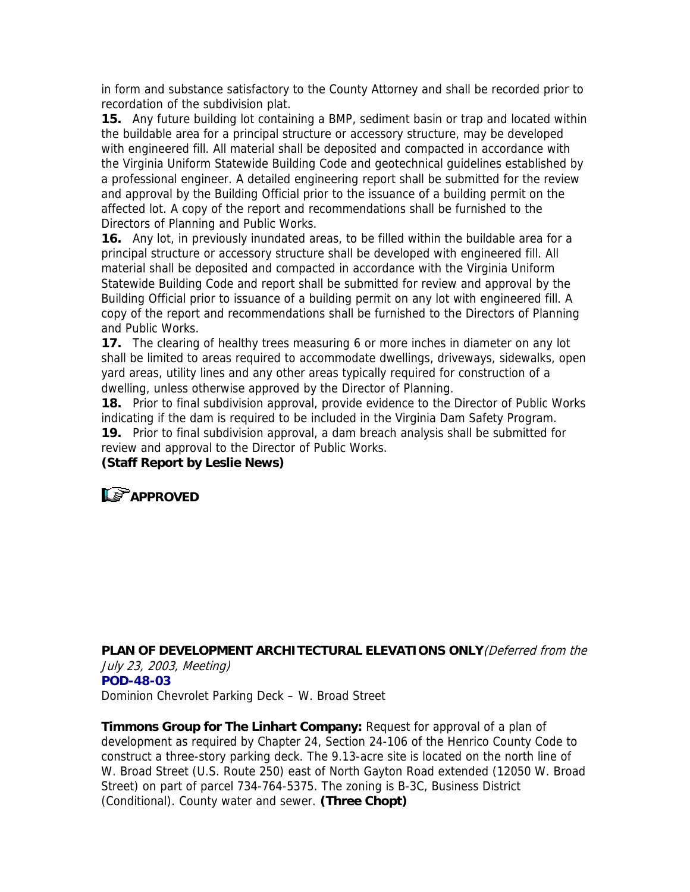in form and substance satisfactory to the County Attorney and shall be recorded prior to recordation of the subdivision plat.

**15.** Any future building lot containing a BMP, sediment basin or trap and located within the buildable area for a principal structure or accessory structure, may be developed with engineered fill. All material shall be deposited and compacted in accordance with the Virginia Uniform Statewide Building Code and geotechnical guidelines established by a professional engineer. A detailed engineering report shall be submitted for the review and approval by the Building Official prior to the issuance of a building permit on the affected lot. A copy of the report and recommendations shall be furnished to the Directors of Planning and Public Works.

**16.** Any lot, in previously inundated areas, to be filled within the buildable area for a principal structure or accessory structure shall be developed with engineered fill. All material shall be deposited and compacted in accordance with the Virginia Uniform Statewide Building Code and report shall be submitted for review and approval by the Building Official prior to issuance of a building permit on any lot with engineered fill. A copy of the report and recommendations shall be furnished to the Directors of Planning and Public Works.

**17.** The clearing of healthy trees measuring 6 or more inches in diameter on any lot shall be limited to areas required to accommodate dwellings, driveways, sidewalks, open yard areas, utility lines and any other areas typically required for construction of a dwelling, unless otherwise approved by the Director of Planning.

**18.** Prior to final subdivision approval, provide evidence to the Director of Public Works indicating if the dam is required to be included in the Virginia Dam Safety Program.

**19.** Prior to final subdivision approval, a dam breach analysis shall be submitted for review and approval to the Director of Public Works.

**(Staff Report by Leslie News)**

**APPROVED**

**PLAN OF DEVELOPMENT ARCHITECTURAL ELEVATIONS ONLY** *(Deferred from the July 23, 2003, Meeting)*

**POD-48-03**

Dominion Chevrolet Parking Deck – W. Broad Street

**Timmons Group for The Linhart Company:** Request for approval of a plan of development as required by Chapter 24, Section 24-106 of the Henrico County Code to construct a three-story parking deck. The 9.13-acre site is located on the north line of W. Broad Street (U.S. Route 250) east of North Gayton Road extended (12050 W. Broad Street) on part of parcel 734-764-5375. The zoning is B-3C, Business District (Conditional). County water and sewer. **(Three Chopt)**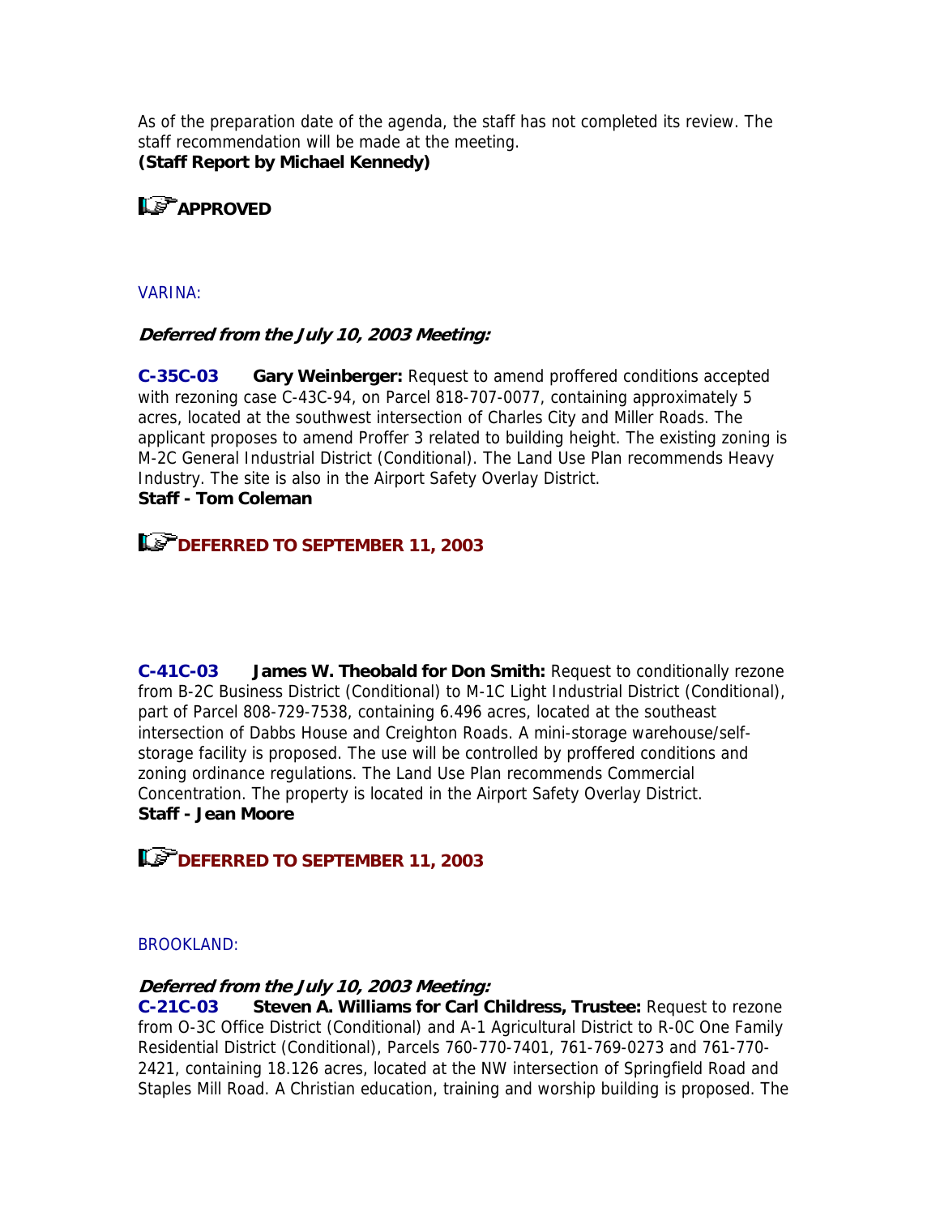As of the preparation date of the agenda, the staff has not completed its review. The staff recommendation will be made at the meeting.
**(Staff Report by Michael Kennedy)**

**APPROVED**

VARINA:

***Deferred from the July 10, 2003 Meeting:***

**C-35C-03** **Gary Weinberger:** Request to amend proffered conditions accepted with rezoning case C-43C-94, on Parcel 818-707-0077, containing approximately 5 acres, located at the southwest intersection of Charles City and Miller Roads. The applicant proposes to amend Proffer 3 related to building height. The existing zoning is M-2C General Industrial District (Conditional). The Land Use Plan recommends Heavy Industry. The site is also in the Airport Safety Overlay District.
**Staff - Tom Coleman**

**DEFERRED TO SEPTEMBER 11, 2003**

**C-41C-03** **James W. Theobald for Don Smith:** Request to conditionally rezone from B-2C Business District (Conditional) to M-1C Light Industrial District (Conditional), part of Parcel 808-729-7538, containing 6.496 acres, located at the southeast intersection of Dabbs House and Creighton Roads. A mini-storage warehouse/self-storage facility is proposed. The use will be controlled by proffered conditions and zoning ordinance regulations. The Land Use Plan recommends Commercial Concentration. The property is located in the Airport Safety Overlay District.
**Staff - Jean Moore**

**DEFERRED TO SEPTEMBER 11, 2003**

BROOKLAND:

***Deferred from the July 10, 2003 Meeting:***
**C-21C-03** **Steven A. Williams for Carl Childress, Trustee:** Request to rezone from O-3C Office District (Conditional) and A-1 Agricultural District to R-0C One Family Residential District (Conditional), Parcels 760-770-7401, 761-769-0273 and 761-770-2421, containing 18.126 acres, located at the NW intersection of Springfield Road and Staples Mill Road. A Christian education, training and worship building is proposed. The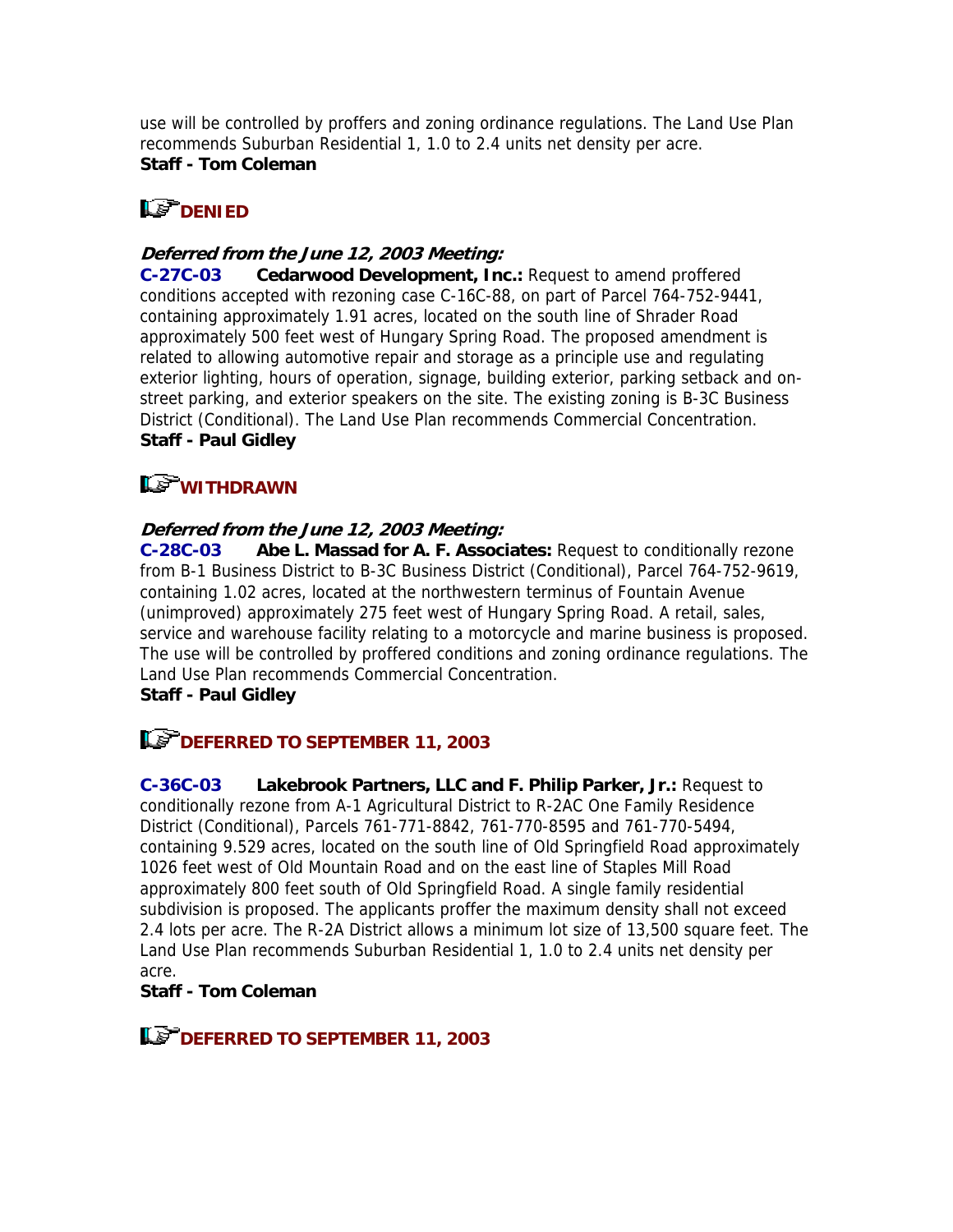use will be controlled by proffers and zoning ordinance regulations. The Land Use Plan recommends Suburban Residential 1, 1.0 to 2.4 units net density per acre.
**Staff - Tom Coleman**

**DENIED**

***Deferred from the June 12, 2003 Meeting:***
**C-27C-03** **Cedarwood Development, Inc.:** Request to amend proffered conditions accepted with rezoning case C-16C-88, on part of Parcel 764-752-9441, containing approximately 1.91 acres, located on the south line of Shrader Road approximately 500 feet west of Hungary Spring Road. The proposed amendment is related to allowing automotive repair and storage as a principle use and regulating exterior lighting, hours of operation, signage, building exterior, parking setback and on-street parking, and exterior speakers on the site. The existing zoning is B-3C Business District (Conditional). The Land Use Plan recommends Commercial Concentration.
**Staff - Paul Gidley**

**WITHDRAWN**

***Deferred from the June 12, 2003 Meeting:***
**C-28C-03** **Abe L. Massad for A. F. Associates:** Request to conditionally rezone from B-1 Business District to B-3C Business District (Conditional), Parcel 764-752-9619, containing 1.02 acres, located at the northwestern terminus of Fountain Avenue (unimproved) approximately 275 feet west of Hungary Spring Road. A retail, sales, service and warehouse facility relating to a motorcycle and marine business is proposed. The use will be controlled by proffered conditions and zoning ordinance regulations. The Land Use Plan recommends Commercial Concentration.
**Staff - Paul Gidley**

**DEFERRED TO SEPTEMBER 11, 2003**

**C-36C-03** **Lakebrook Partners, LLC and F. Philip Parker, Jr.:** Request to conditionally rezone from A-1 Agricultural District to R-2AC One Family Residence District (Conditional), Parcels 761-771-8842, 761-770-8595 and 761-770-5494, containing 9.529 acres, located on the south line of Old Springfield Road approximately 1026 feet west of Old Mountain Road and on the east line of Staples Mill Road approximately 800 feet south of Old Springfield Road. A single family residential subdivision is proposed. The applicants proffer the maximum density shall not exceed 2.4 lots per acre. The R-2A District allows a minimum lot size of 13,500 square feet. The Land Use Plan recommends Suburban Residential 1, 1.0 to 2.4 units net density per acre.
**Staff - Tom Coleman**

**DEFERRED TO SEPTEMBER 11, 2003**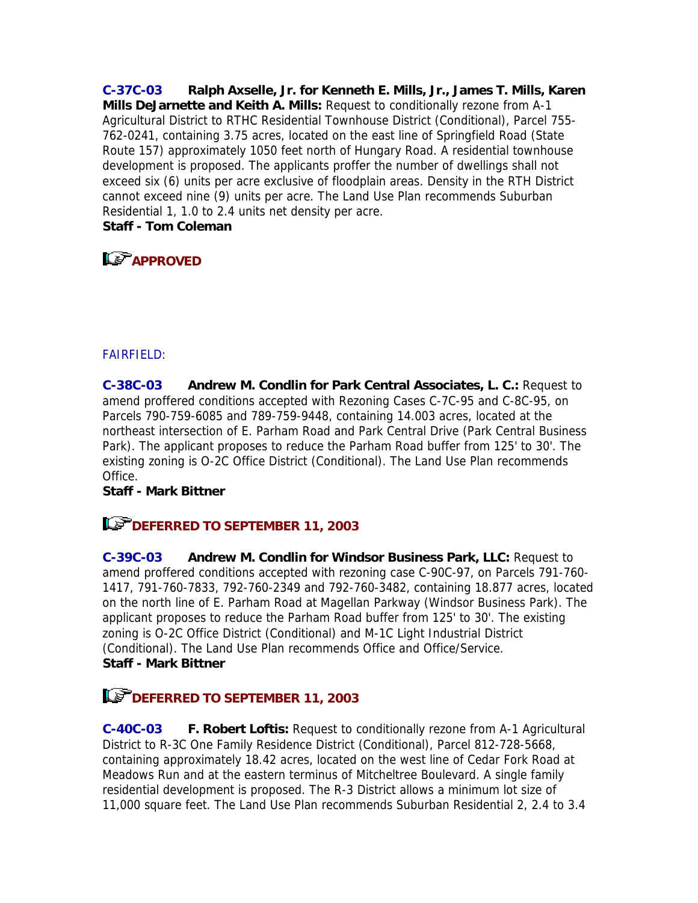**C-37C-03 Ralph Axselle, Jr. for Kenneth E. Mills, Jr., James T. Mills, Karen Mills DeJarnette and Keith A. Mills:** Request to conditionally rezone from A-1 Agricultural District to RTHC Residential Townhouse District (Conditional), Parcel 755-762-0241, containing 3.75 acres, located on the east line of Springfield Road (State Route 157) approximately 1050 feet north of Hungary Road. A residential townhouse development is proposed. The applicants proffer the number of dwellings shall not exceed six (6) units per acre exclusive of floodplain areas. Density in the RTH District cannot exceed nine (9) units per acre. The Land Use Plan recommends Suburban Residential 1, 1.0 to 2.4 units net density per acre.
**Staff - Tom Coleman**

**APPROVED**

FAIRFIELD:

**C-38C-03 Andrew M. Condlin for Park Central Associates, L. C.:** Request to amend proffered conditions accepted with Rezoning Cases C-7C-95 and C-8C-95, on Parcels 790-759-6085 and 789-759-9448, containing 14.003 acres, located at the northeast intersection of E. Parham Road and Park Central Drive (Park Central Business Park). The applicant proposes to reduce the Parham Road buffer from 125' to 30'. The existing zoning is O-2C Office District (Conditional). The Land Use Plan recommends Office.
**Staff - Mark Bittner**

**DEFERRED TO SEPTEMBER 11, 2003**

**C-39C-03 Andrew M. Condlin for Windsor Business Park, LLC:** Request to amend proffered conditions accepted with rezoning case C-90C-97, on Parcels 791-760-1417, 791-760-7833, 792-760-2349 and 792-760-3482, containing 18.877 acres, located on the north line of E. Parham Road at Magellan Parkway (Windsor Business Park). The applicant proposes to reduce the Parham Road buffer from 125' to 30'. The existing zoning is O-2C Office District (Conditional) and M-1C Light Industrial District (Conditional). The Land Use Plan recommends Office and Office/Service.
**Staff - Mark Bittner**

**DEFERRED TO SEPTEMBER 11, 2003**

**C-40C-03 F. Robert Loftis:** Request to conditionally rezone from A-1 Agricultural District to R-3C One Family Residence District (Conditional), Parcel 812-728-5668, containing approximately 18.42 acres, located on the west line of Cedar Fork Road at Meadows Run and at the eastern terminus of Mitcheltree Boulevard. A single family residential development is proposed. The R-3 District allows a minimum lot size of 11,000 square feet. The Land Use Plan recommends Suburban Residential 2, 2.4 to 3.4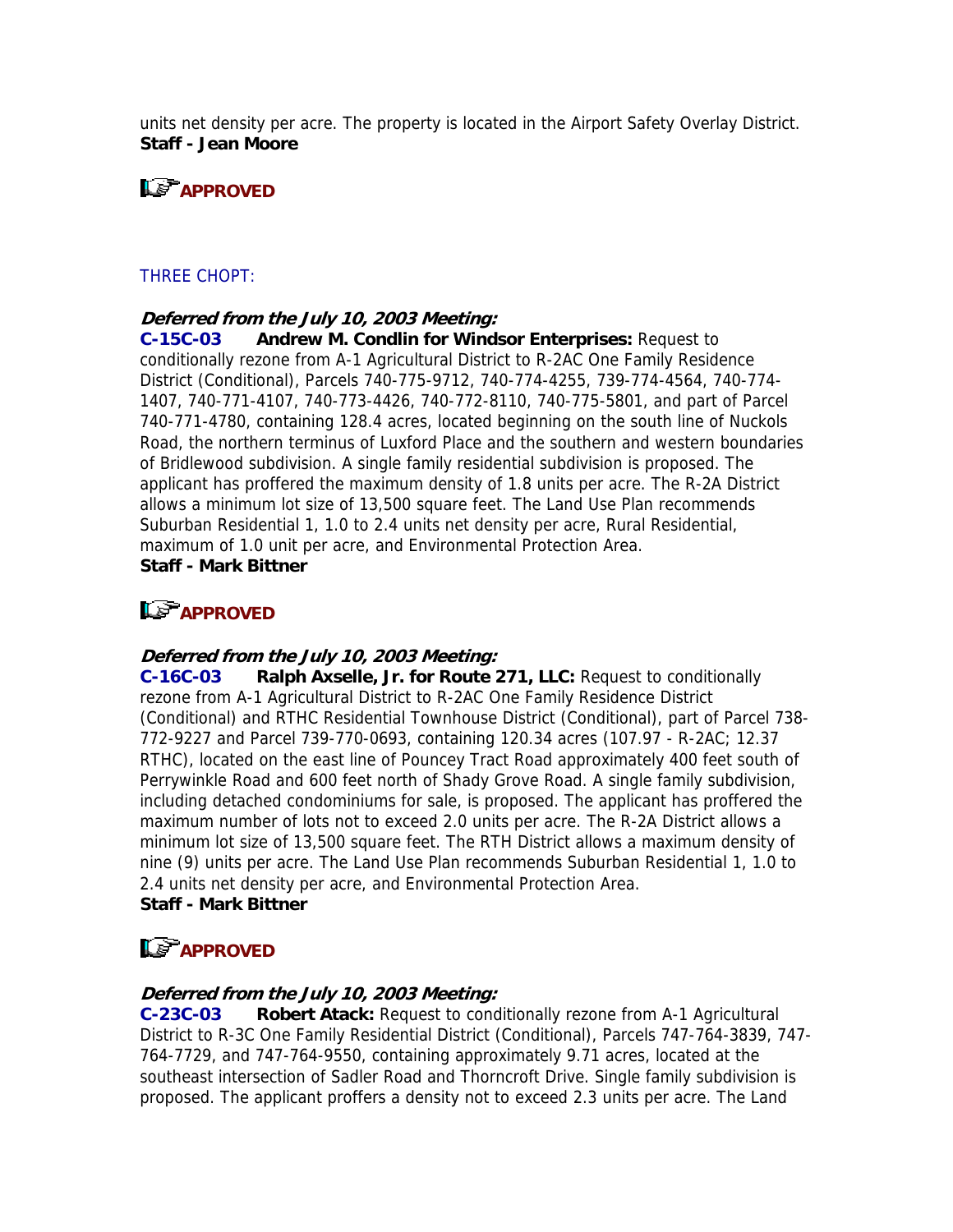units net density per acre. The property is located in the Airport Safety Overlay District.
**Staff - Jean Moore**

**APPROVED**

THREE CHOPT:

***Deferred from the July 10, 2003 Meeting:***
**C-15C-03 Andrew M. Condlin for Windsor Enterprises:** Request to conditionally rezone from A-1 Agricultural District to R-2AC One Family Residence District (Conditional), Parcels 740-775-9712, 740-774-4255, 739-774-4564, 740-774-1407, 740-771-4107, 740-773-4426, 740-772-8110, 740-775-5801, and part of Parcel 740-771-4780, containing 128.4 acres, located beginning on the south line of Nuckols Road, the northern terminus of Luxford Place and the southern and western boundaries of Bridlewood subdivision. A single family residential subdivision is proposed. The applicant has proffered the maximum density of 1.8 units per acre. The R-2A District allows a minimum lot size of 13,500 square feet. The Land Use Plan recommends Suburban Residential 1, 1.0 to 2.4 units net density per acre, Rural Residential, maximum of 1.0 unit per acre, and Environmental Protection Area.
**Staff - Mark Bittner**

**APPROVED**

***Deferred from the July 10, 2003 Meeting:***
**C-16C-03 Ralph Axselle, Jr. for Route 271, LLC:** Request to conditionally rezone from A-1 Agricultural District to R-2AC One Family Residence District (Conditional) and RTHC Residential Townhouse District (Conditional), part of Parcel 738-772-9227 and Parcel 739-770-0693, containing 120.34 acres (107.97 - R-2AC; 12.37 RTHC), located on the east line of Pouncey Tract Road approximately 400 feet south of Perrywinkle Road and 600 feet north of Shady Grove Road. A single family subdivision, including detached condominiums for sale, is proposed. The applicant has proffered the maximum number of lots not to exceed 2.0 units per acre. The R-2A District allows a minimum lot size of 13,500 square feet. The RTH District allows a maximum density of nine (9) units per acre. The Land Use Plan recommends Suburban Residential 1, 1.0 to 2.4 units net density per acre, and Environmental Protection Area.
**Staff - Mark Bittner**

**APPROVED**

***Deferred from the July 10, 2003 Meeting:***
**C-23C-03 Robert Atack:** Request to conditionally rezone from A-1 Agricultural District to R-3C One Family Residential District (Conditional), Parcels 747-764-3839, 747-764-7729, and 747-764-9550, containing approximately 9.71 acres, located at the southeast intersection of Sadler Road and Thorncroft Drive. Single family subdivision is proposed. The applicant proffers a density not to exceed 2.3 units per acre. The Land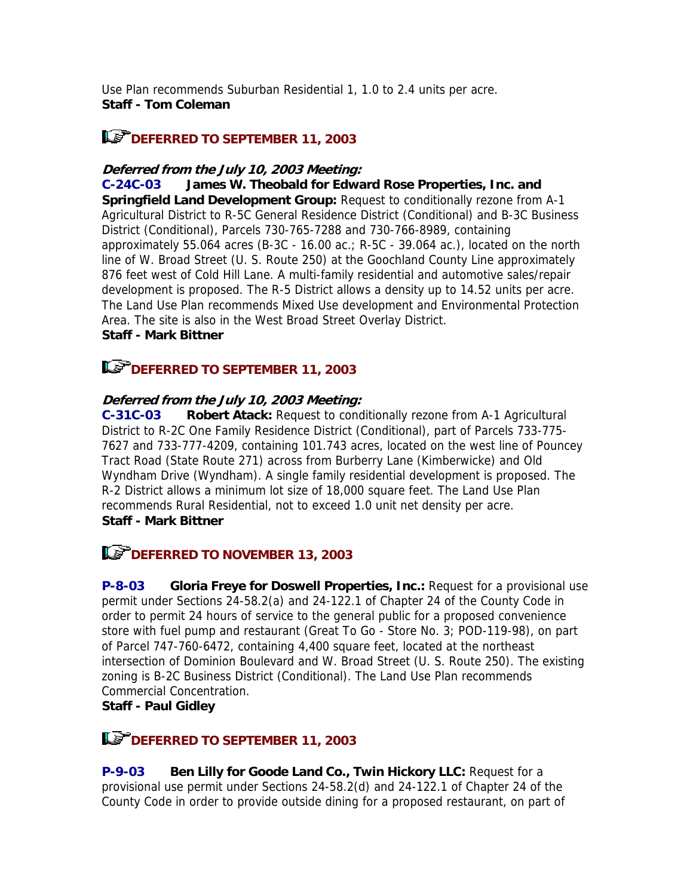Use Plan recommends Suburban Residential 1, 1.0 to 2.4 units per acre.
**Staff - Tom Coleman**

**DEFERRED TO SEPTEMBER 11, 2003**

***Deferred from the July 10, 2003 Meeting:***
**C-24C-03 James W. Theobald for Edward Rose Properties, Inc. and Springfield Land Development Group:** Request to conditionally rezone from A-1 Agricultural District to R-5C General Residence District (Conditional) and B-3C Business District (Conditional), Parcels 730-765-7288 and 730-766-8989, containing approximately 55.064 acres (B-3C - 16.00 ac.; R-5C - 39.064 ac.), located on the north line of W. Broad Street (U. S. Route 250) at the Goochland County Line approximately 876 feet west of Cold Hill Lane. A multi-family residential and automotive sales/repair development is proposed. The R-5 District allows a density up to 14.52 units per acre. The Land Use Plan recommends Mixed Use development and Environmental Protection Area. The site is also in the West Broad Street Overlay District.
**Staff - Mark Bittner**

**DEFERRED TO SEPTEMBER 11, 2003**

***Deferred from the July 10, 2003 Meeting:***
**C-31C-03 Robert Atack:** Request to conditionally rezone from A-1 Agricultural District to R-2C One Family Residence District (Conditional), part of Parcels 733-775-7627 and 733-777-4209, containing 101.743 acres, located on the west line of Pouncey Tract Road (State Route 271) across from Burberry Lane (Kimberwicke) and Old Wyndham Drive (Wyndham). A single family residential development is proposed. The R-2 District allows a minimum lot size of 18,000 square feet. The Land Use Plan recommends Rural Residential, not to exceed 1.0 unit net density per acre.
**Staff - Mark Bittner**

**DEFERRED TO NOVEMBER 13, 2003**

**P-8-03 Gloria Freye for Doswell Properties, Inc.:** Request for a provisional use permit under Sections 24-58.2(a) and 24-122.1 of Chapter 24 of the County Code in order to permit 24 hours of service to the general public for a proposed convenience store with fuel pump and restaurant (Great To Go - Store No. 3; POD-119-98), on part of Parcel 747-760-6472, containing 4,400 square feet, located at the northeast intersection of Dominion Boulevard and W. Broad Street (U. S. Route 250). The existing zoning is B-2C Business District (Conditional). The Land Use Plan recommends Commercial Concentration.
**Staff - Paul Gidley**

**DEFERRED TO SEPTEMBER 11, 2003**

**P-9-03 Ben Lilly for Goode Land Co., Twin Hickory LLC:** Request for a provisional use permit under Sections 24-58.2(d) and 24-122.1 of Chapter 24 of the County Code in order to provide outside dining for a proposed restaurant, on part of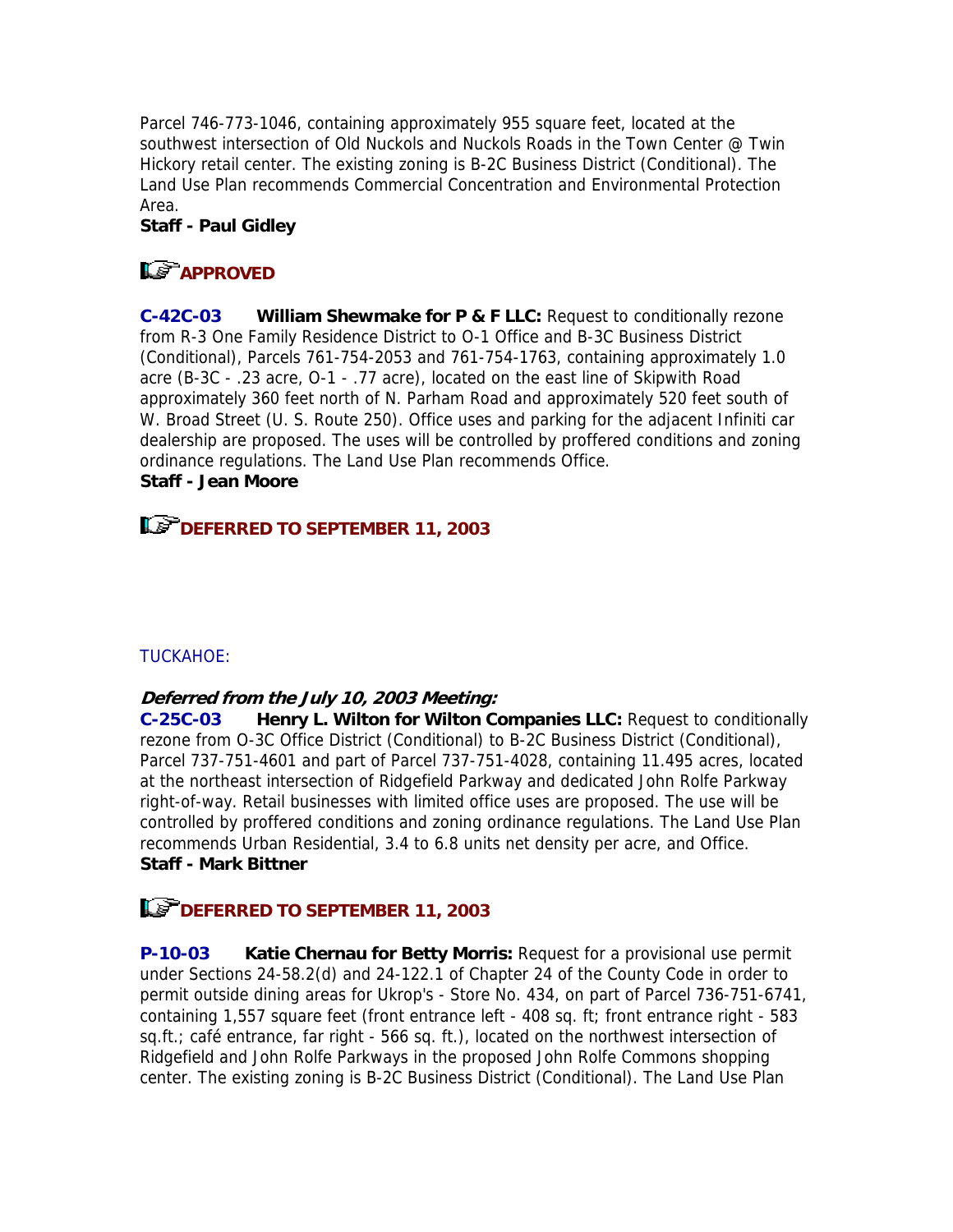Parcel 746-773-1046, containing approximately 955 square feet, located at the southwest intersection of Old Nuckols and Nuckols Roads in the Town Center @ Twin Hickory retail center. The existing zoning is B-2C Business District (Conditional). The Land Use Plan recommends Commercial Concentration and Environmental Protection Area.
**Staff - Paul Gidley**

**APPROVED**

**C-42C-03** **William Shewmake for P & F LLC:** Request to conditionally rezone from R-3 One Family Residence District to O-1 Office and B-3C Business District (Conditional), Parcels 761-754-2053 and 761-754-1763, containing approximately 1.0 acre (B-3C - .23 acre, O-1 - .77 acre), located on the east line of Skipwith Road approximately 360 feet north of N. Parham Road and approximately 520 feet south of W. Broad Street (U. S. Route 250). Office uses and parking for the adjacent Infiniti car dealership are proposed. The uses will be controlled by proffered conditions and zoning ordinance regulations. The Land Use Plan recommends Office.
**Staff - Jean Moore**

**DEFERRED TO SEPTEMBER 11, 2003**

TUCKAHOE:

***Deferred from the July 10, 2003 Meeting:***
**C-25C-03** **Henry L. Wilton for Wilton Companies LLC:** Request to conditionally rezone from O-3C Office District (Conditional) to B-2C Business District (Conditional), Parcel 737-751-4601 and part of Parcel 737-751-4028, containing 11.495 acres, located at the northeast intersection of Ridgefield Parkway and dedicated John Rolfe Parkway right-of-way. Retail businesses with limited office uses are proposed. The use will be controlled by proffered conditions and zoning ordinance regulations. The Land Use Plan recommends Urban Residential, 3.4 to 6.8 units net density per acre, and Office.
**Staff - Mark Bittner**

**DEFERRED TO SEPTEMBER 11, 2003**

**P-10-03** **Katie Chernau for Betty Morris:** Request for a provisional use permit under Sections 24-58.2(d) and 24-122.1 of Chapter 24 of the County Code in order to permit outside dining areas for Ukrop's - Store No. 434, on part of Parcel 736-751-6741, containing 1,557 square feet (front entrance left - 408 sq. ft; front entrance right - 583 sq.ft.; café entrance, far right - 566 sq. ft.), located on the northwest intersection of Ridgefield and John Rolfe Parkways in the proposed John Rolfe Commons shopping center. The existing zoning is B-2C Business District (Conditional). The Land Use Plan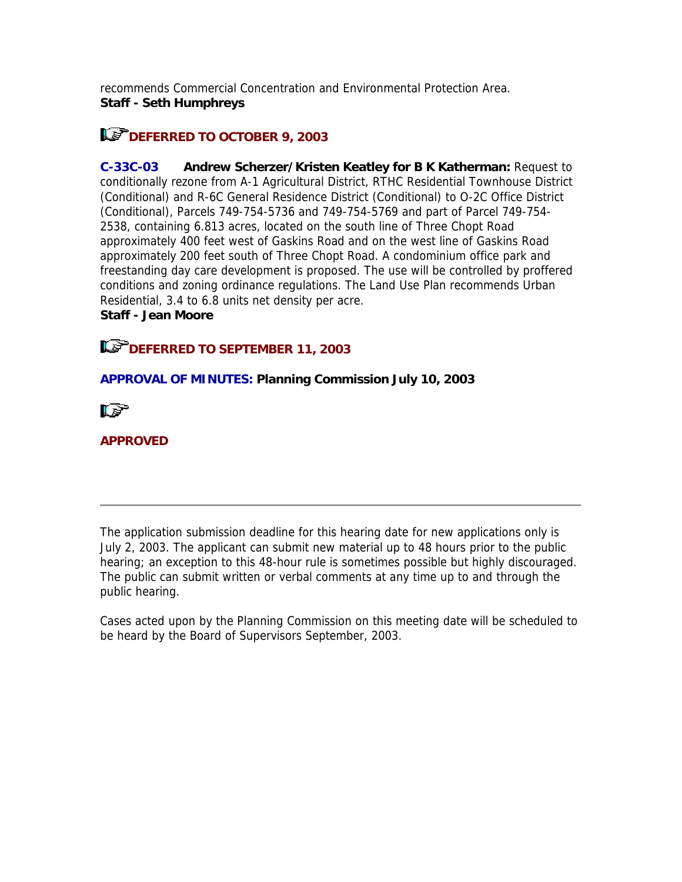recommends Commercial Concentration and Environmental Protection Area.
**Staff - Seth Humphreys**

**DEFERRED TO OCTOBER 9, 2003**

**C-33C-03** **Andrew Scherzer/Kristen Keatley for B K Katherman:** Request to conditionally rezone from A-1 Agricultural District, RTHC Residential Townhouse District (Conditional) and R-6C General Residence District (Conditional) to O-2C Office District (Conditional), Parcels 749-754-5736 and 749-754-5769 and part of Parcel 749-754-2538, containing 6.813 acres, located on the south line of Three Chopt Road approximately 400 feet west of Gaskins Road and on the west line of Gaskins Road approximately 200 feet south of Three Chopt Road. A condominium office park and freestanding day care development is proposed. The use will be controlled by proffered conditions and zoning ordinance regulations. The Land Use Plan recommends Urban Residential, 3.4 to 6.8 units net density per acre.
**Staff - Jean Moore**

**DEFERRED TO SEPTEMBER 11, 2003**

**APPROVAL OF MINUTES: Planning Commission July 10, 2003**

**APPROVED**

---

The application submission deadline for this hearing date for new applications only is July 2, 2003. The applicant can submit new material up to 48 hours prior to the public hearing; an exception to this 48-hour rule is sometimes possible but highly discouraged. The public can submit written or verbal comments at any time up to and through the public hearing.

Cases acted upon by the Planning Commission on this meeting date will be scheduled to be heard by the Board of Supervisors September, 2003.